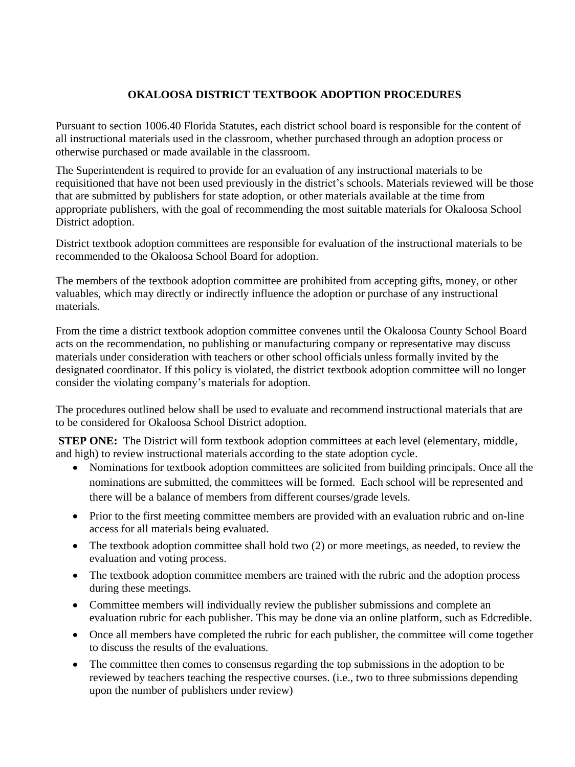# OKALOOSA DISTRICT TEXTBOOK ADOPTION PROCEDURES

Pursuant to section 1006.40 Florida Statutes, each district school board is responsible for the content of all instructional materials used in the classroom, whether purchased through an adoption process or otherwise purchased or made available in the classroom.

The Superintendent is required to provide for an evaluation of any instructional materials to be requisitioned that have not been used previously in the district's schools. Materials reviewed will be those that are submitted by publishers for state adoption, or other materials available at the time from appropriate publishers, with the goal of recommending the most suitable materials for Okaloosa School District adoption.

District textbook adoption committees are responsible for evaluation of the instructional materials to be recommended to the Okaloosa School Board for adoption.

The members of the textbook adoption committee are prohibited from accepting gifts, money, or other valuables, which may directly or indirectly influence the adoption or purchase of any instructional materials.

From the time a district textbook adoption committee convenes until the Okaloosa County School Board acts on the recommendation, no publishing or manufacturing company or representative may discuss materials under consideration with teachers or other school officials unless formally invited by the designated coordinator. If this policy is violated, the district textbook adoption committee will no longer consider the violating company's materials for adoption.

The procedures outlined below shall be used to evaluate and recommend instructional materials that are to be considered for Okaloosa School District adoption.

**STEP ONE:** The District will form textbook adoption committees at each level (elementary, middle, and high) to review instructional materials according to the state adoption cycle.

- Nominations for textbook adoption committees are solicited from building principals. Once all the nominations are submitted, the committees will be formed. Each school will be represented and there will be a balance of members from different courses/grade levels.
- Prior to the first meeting committee members are provided with an evaluation rubric and on-line access for all materials being evaluated.
- The textbook adoption committee shall hold two (2) or more meetings, as needed, to review the evaluation and voting process.
- The textbook adoption committee members are trained with the rubric and the adoption process during these meetings.
- Committee members will individually review the publisher submissions and complete an evaluation rubric for each publisher. This may be done via an online platform, such as Edcredible.
- Once all members have completed the rubric for each publisher, the committee will come together to discuss the results of the evaluations.
- The committee then comes to consensus regarding the top submissions in the adoption to be reviewed by teachers teaching the respective courses. (i.e., two to three submissions depending upon the number of publishers under review)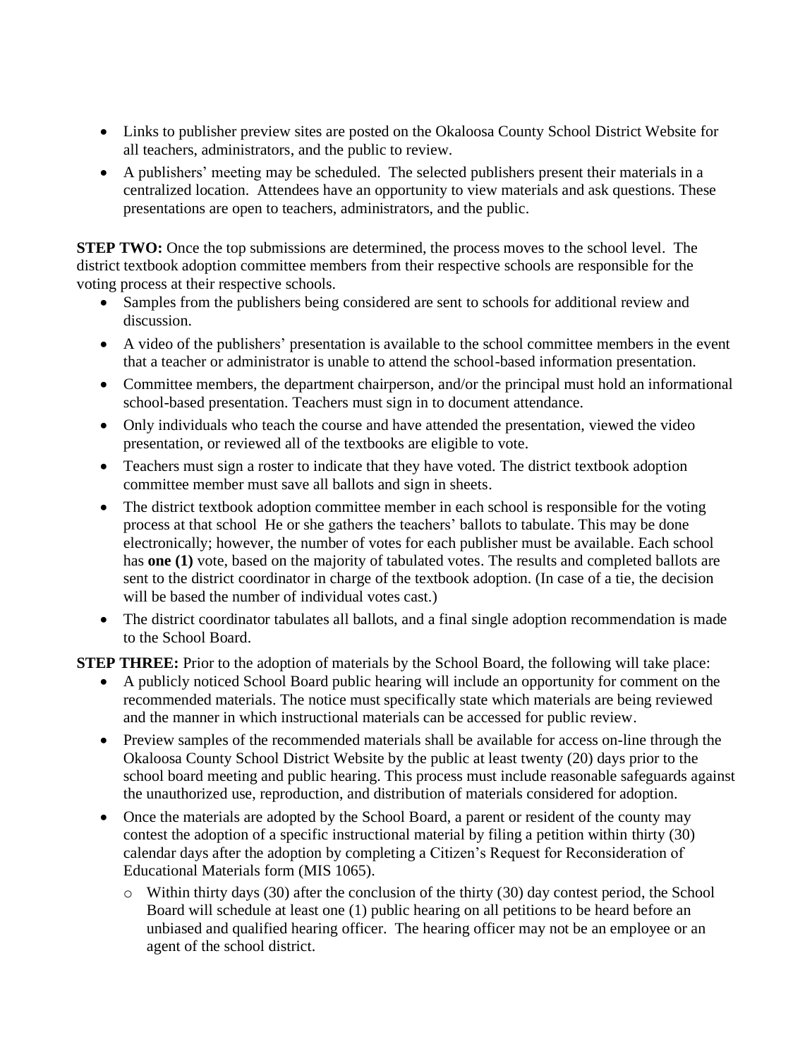- Links to publisher preview sites are posted on the Okaloosa County School District Website for all teachers, administrators, and the public to review.
- A publishers' meeting may be scheduled. The selected publishers present their materials in a centralized location. Attendees have an opportunity to view materials and ask questions. These presentations are open to teachers, administrators, and the public.

**STEP TWO:** Once the top submissions are determined, the process moves to the school level. The district textbook adoption committee members from their respective schools are responsible for the voting process at their respective schools.

- Samples from the publishers being considered are sent to schools for additional review and discussion.
- A video of the publishers' presentation is available to the school committee members in the event that a teacher or administrator is unable to attend the school-based information presentation.
- Committee members, the department chairperson, and/or the principal must hold an informational school-based presentation. Teachers must sign in to document attendance.
- Only individuals who teach the course and have attended the presentation, viewed the video presentation, or reviewed all of the textbooks are eligible to vote.
- Teachers must sign a roster to indicate that they have voted. The district textbook adoption committee member must save all ballots and sign in sheets.
- The district textbook adoption committee member in each school is responsible for the voting process at that school He or she gathers the teachers' ballots to tabulate. This may be done electronically; however, the number of votes for each publisher must be available. Each school has **one (1)** vote, based on the majority of tabulated votes. The results and completed ballots are sent to the district coordinator in charge of the textbook adoption. (In case of a tie, the decision will be based the number of individual votes cast.)
- The district coordinator tabulates all ballots, and a final single adoption recommendation is made to the School Board.

**STEP THREE:** Prior to the adoption of materials by the School Board, the following will take place:

- A publicly noticed School Board public hearing will include an opportunity for comment on the recommended materials. The notice must specifically state which materials are being reviewed and the manner in which instructional materials can be accessed for public review.
- Preview samples of the recommended materials shall be available for access on-line through the Okaloosa County School District Website by the public at least twenty (20) days prior to the school board meeting and public hearing. This process must include reasonable safeguards against the unauthorized use, reproduction, and distribution of materials considered for adoption.
- Once the materials are adopted by the School Board, a parent or resident of the county may contest the adoption of a specific instructional material by filing a petition within thirty (30) calendar days after the adoption by completing a Citizen's Request for Reconsideration of Educational Materials form (MIS 1065).
  - Within thirty days (30) after the conclusion of the thirty (30) day contest period, the School Board will schedule at least one (1) public hearing on all petitions to be heard before an unbiased and qualified hearing officer. The hearing officer may not be an employee or an agent of the school district.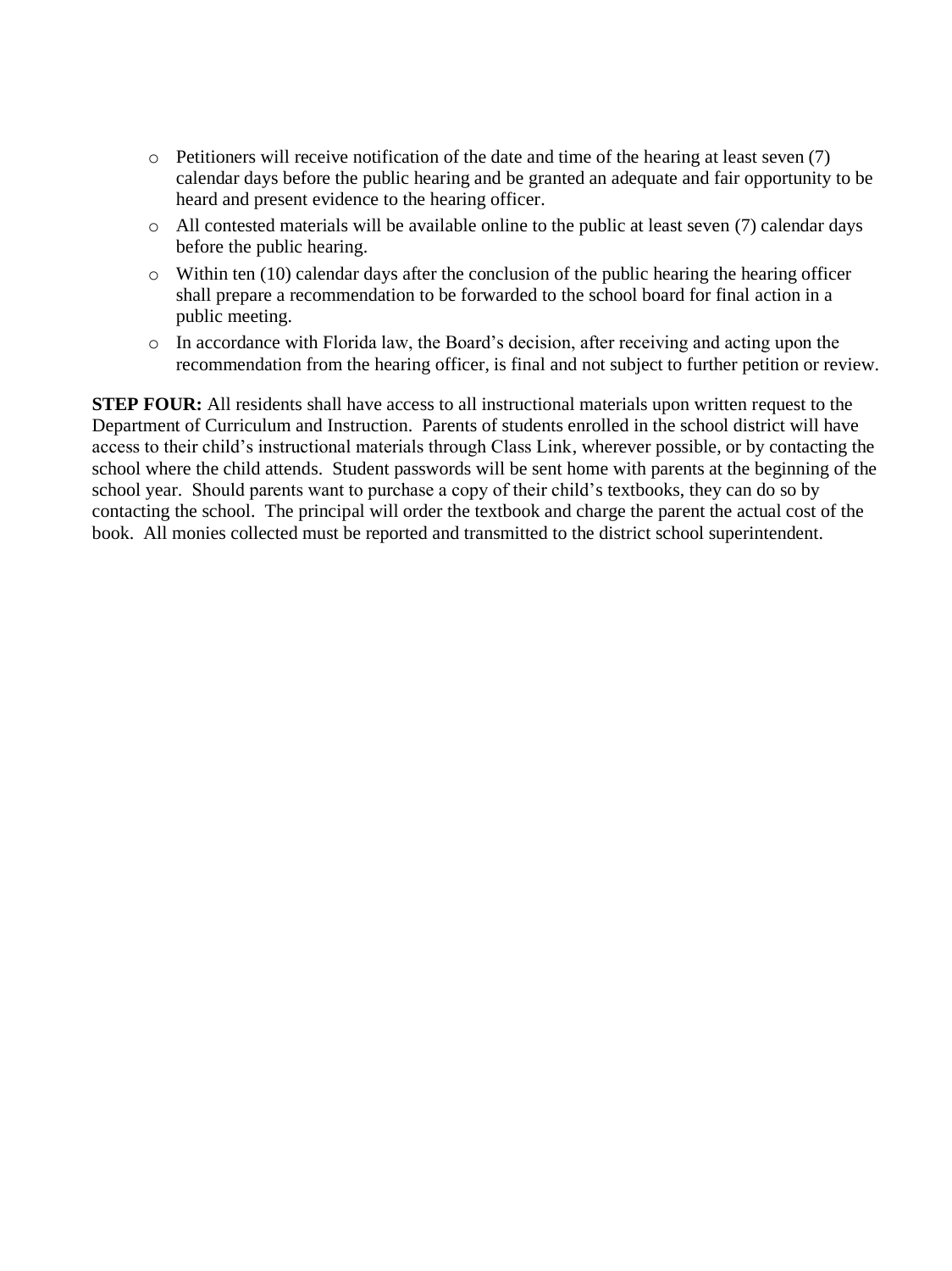- Petitioners will receive notification of the date and time of the hearing at least seven (7) calendar days before the public hearing and be granted an adequate and fair opportunity to be heard and present evidence to the hearing officer.
- All contested materials will be available online to the public at least seven (7) calendar days before the public hearing.
- Within ten (10) calendar days after the conclusion of the public hearing the hearing officer shall prepare a recommendation to be forwarded to the school board for final action in a public meeting.
- In accordance with Florida law, the Board's decision, after receiving and acting upon the recommendation from the hearing officer, is final and not subject to further petition or review.

**STEP FOUR:** All residents shall have access to all instructional materials upon written request to the Department of Curriculum and Instruction. Parents of students enrolled in the school district will have access to their child's instructional materials through Class Link, wherever possible, or by contacting the school where the child attends. Student passwords will be sent home with parents at the beginning of the school year. Should parents want to purchase a copy of their child's textbooks, they can do so by contacting the school. The principal will order the textbook and charge the parent the actual cost of the book. All monies collected must be reported and transmitted to the district school superintendent.